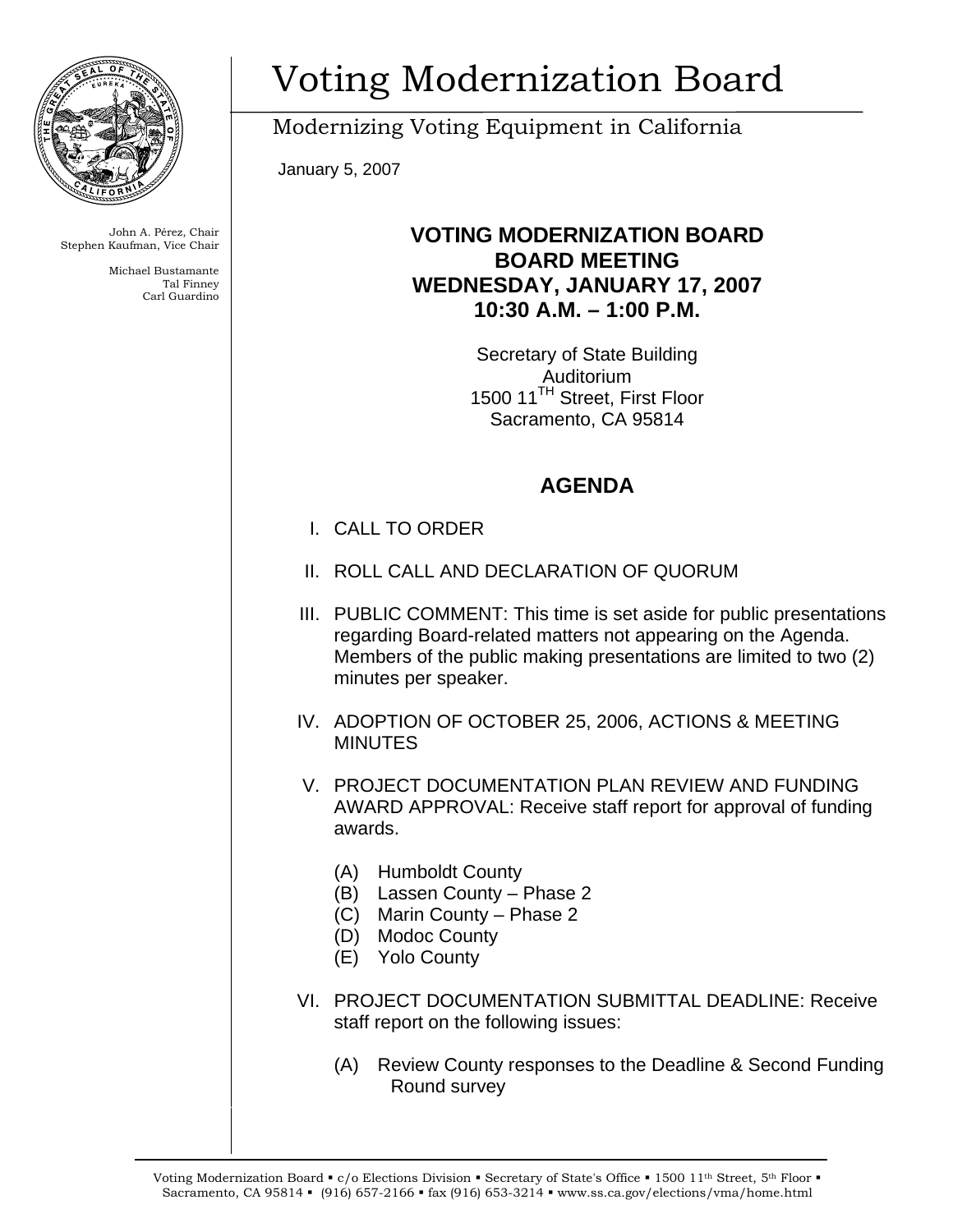# Voting Modernization Board

Modernizing Voting Equipment in California

January 5, 2007

John A. Pérez, Chair
Stephen Kaufman, Vice Chair

Michael Bustamante
Tal Finney
Carl Guardino

## VOTING MODERNIZATION BOARD
## BOARD MEETING
## WEDNESDAY, JANUARY 17, 2007
## 10:30 A.M. – 1:00 P.M.

Secretary of State Building
Auditorium
1500 11TH Street, First Floor
Sacramento, CA 95814

## AGENDA

I. CALL TO ORDER

II. ROLL CALL AND DECLARATION OF QUORUM

III. PUBLIC COMMENT: This time is set aside for public presentations regarding Board-related matters not appearing on the Agenda. Members of the public making presentations are limited to two (2) minutes per speaker.

IV. ADOPTION OF OCTOBER 25, 2006, ACTIONS & MEETING MINUTES

V. PROJECT DOCUMENTATION PLAN REVIEW AND FUNDING AWARD APPROVAL: Receive staff report for approval of funding awards.

   (A) Humboldt County
   (B) Lassen County – Phase 2
   (C) Marin County – Phase 2
   (D) Modoc County
   (E) Yolo County

VI. PROJECT DOCUMENTATION SUBMITTAL DEADLINE: Receive staff report on the following issues:

   (A) Review County responses to the Deadline & Second Funding Round survey

Voting Modernization Board ▪ c/o Elections Division ▪ Secretary of State's Office ▪ 1500 11th Street, 5th Floor ▪ Sacramento, CA 95814 ▪ (916) 657-2166 ▪ fax (916) 653-3214 ▪ www.ss.ca.gov/elections/vma/home.html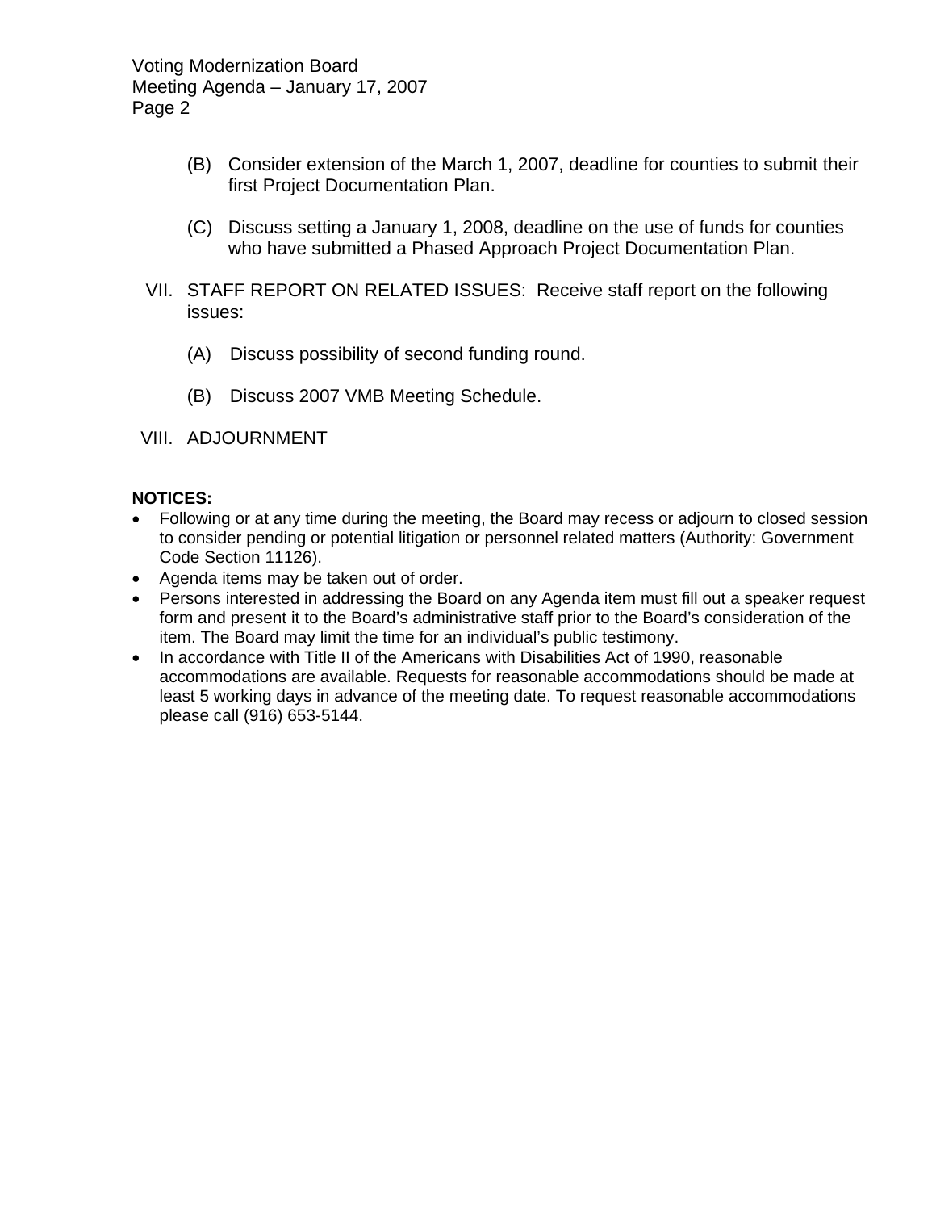(B) Consider extension of the March 1, 2007, deadline for counties to submit their first Project Documentation Plan.

(C) Discuss setting a January 1, 2008, deadline on the use of funds for counties who have submitted a Phased Approach Project Documentation Plan.

VII. STAFF REPORT ON RELATED ISSUES: Receive staff report on the following issues:

(A) Discuss possibility of second funding round.

(B) Discuss 2007 VMB Meeting Schedule.

VIII. ADJOURNMENT

**NOTICES:**

- Following or at any time during the meeting, the Board may recess or adjourn to closed session to consider pending or potential litigation or personnel related matters (Authority: Government Code Section 11126).
- Agenda items may be taken out of order.
- Persons interested in addressing the Board on any Agenda item must fill out a speaker request form and present it to the Board's administrative staff prior to the Board's consideration of the item. The Board may limit the time for an individual's public testimony.
- In accordance with Title II of the Americans with Disabilities Act of 1990, reasonable accommodations are available. Requests for reasonable accommodations should be made at least 5 working days in advance of the meeting date. To request reasonable accommodations please call (916) 653-5144.